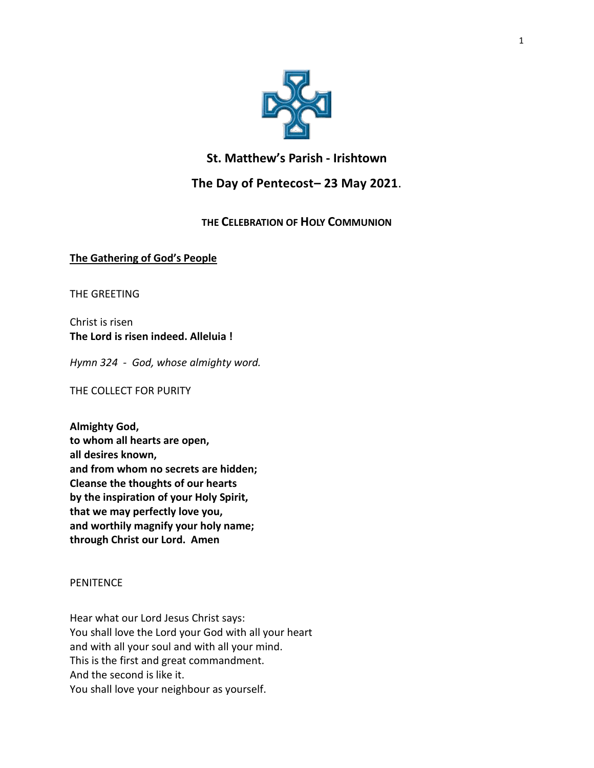# St. Matthew's Parish - Irishtown

## The Day of Pentecost– 23 May 2021.

### THE CELEBRATION OF HOLY COMMUNION

**The Gathering of God's People**

THE GREETING

Christ is risen
**The Lord is risen indeed. Alleluia !**

*Hymn 324 - God, whose almighty word.*

THE COLLECT FOR PURITY

**Almighty God,**
**to whom all hearts are open,**
**all desires known,**
**and from whom no secrets are hidden;**
**Cleanse the thoughts of our hearts**
**by the inspiration of your Holy Spirit,**
**that we may perfectly love you,**
**and worthily magnify your holy name;**
**through Christ our Lord. Amen**

PENITENCE

Hear what our Lord Jesus Christ says:
You shall love the Lord your God with all your heart
and with all your soul and with all your mind.
This is the first and great commandment.
And the second is like it.
You shall love your neighbour as yourself.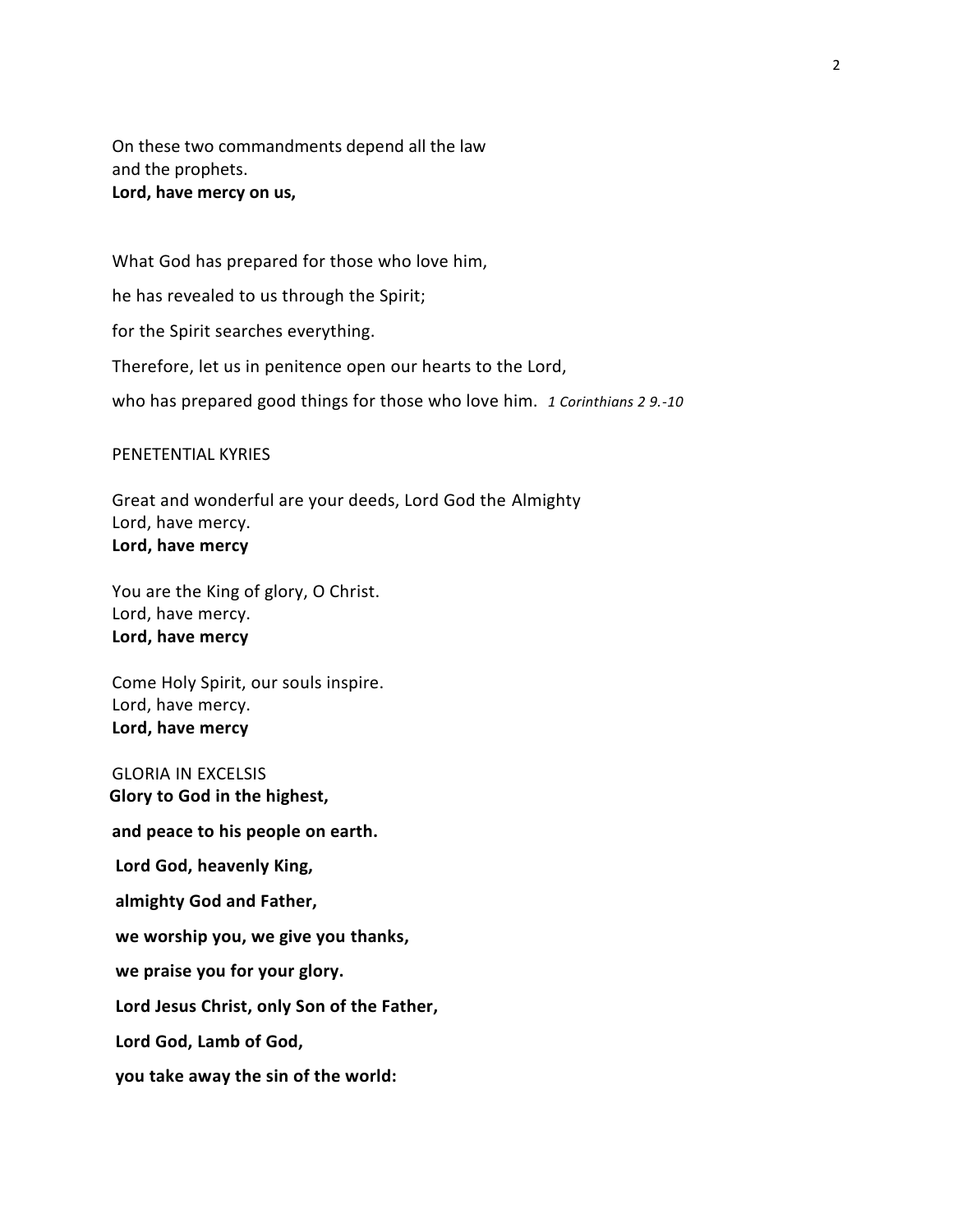On these two commandments depend all the law
and the prophets.
**Lord, have mercy on us,**

What God has prepared for those who love him,

he has revealed to us through the Spirit;

for the Spirit searches everything.

Therefore, let us in penitence open our hearts to the Lord,

who has prepared good things for those who love him. *1 Corinthians 2 9.-10*

PENETENTIAL KYRIES

Great and wonderful are your deeds, Lord God the Almighty
Lord, have mercy.
**Lord, have mercy**

You are the King of glory, O Christ.
Lord, have mercy.
**Lord, have mercy**

Come Holy Spirit, our souls inspire.
Lord, have mercy.
**Lord, have mercy**

GLORIA IN EXCELSIS
**Glory to God in the highest,**

**and peace to his people on earth.**

**Lord God, heavenly King,**

**almighty God and Father,**

**we worship you, we give you thanks,**

**we praise you for your glory.**

**Lord Jesus Christ, only Son of the Father,**

**Lord God, Lamb of God,**

**you take away the sin of the world:**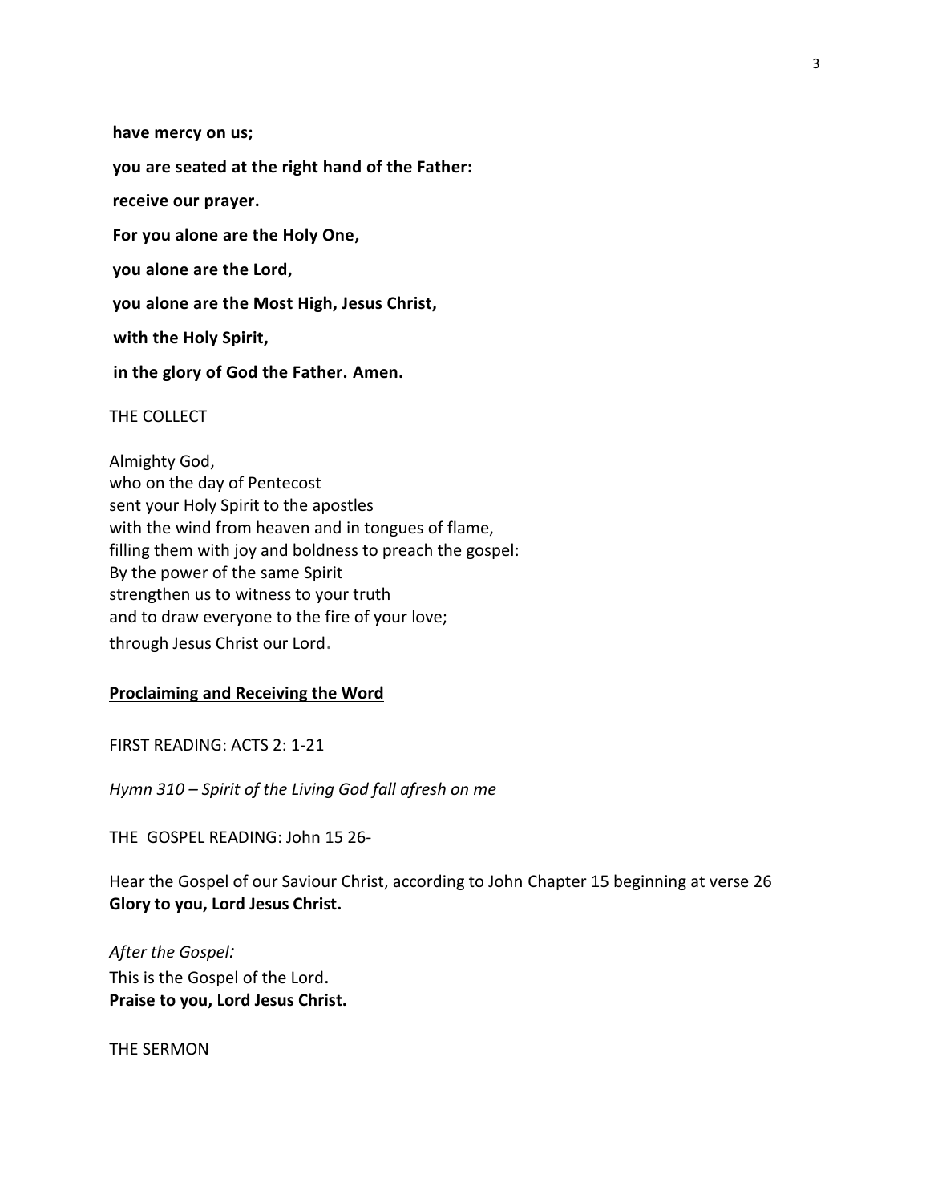**have mercy on us;**

**you are seated at the right hand of the Father:**

**receive our prayer.**

**For you alone are the Holy One,**

**you alone are the Lord,**

**you alone are the Most High, Jesus Christ,**

**with the Holy Spirit,**

**in the glory of God the Father. Amen.**

THE COLLECT

Almighty God,
who on the day of Pentecost
sent your Holy Spirit to the apostles
with the wind from heaven and in tongues of flame,
filling them with joy and boldness to preach the gospel:
By the power of the same Spirit
strengthen us to witness to your truth
and to draw everyone to the fire of your love;
through Jesus Christ our Lord.

**<u>Proclaiming and Receiving the Word</u>**

FIRST READING: ACTS 2: 1-21

*Hymn 310 – Spirit of the Living God fall afresh on me*

THE GOSPEL READING: John 15 26-

Hear the Gospel of our Saviour Christ, according to John Chapter 15 beginning at verse 26
**Glory to you, Lord Jesus Christ.**

*After the Gospel:*
This is the Gospel of the Lord.
**Praise to you, Lord Jesus Christ.**

THE SERMON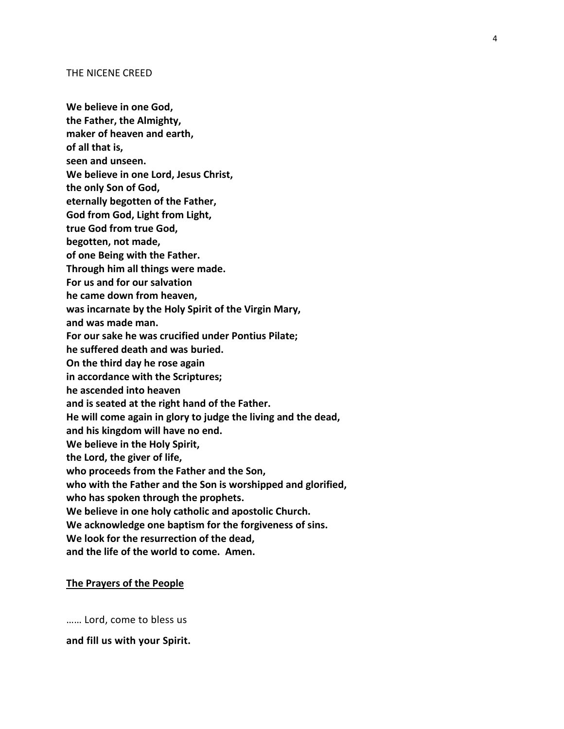THE NICENE CREED

**We believe in one God,**  
**the Father, the Almighty,**  
**maker of heaven and earth,**  
**of all that is,**  
**seen and unseen.**  
**We believe in one Lord, Jesus Christ,**  
**the only Son of God,**  
**eternally begotten of the Father,**  
**God from God, Light from Light,**  
**true God from true God,**  
**begotten, not made,**  
**of one Being with the Father.**  
**Through him all things were made.**  
**For us and for our salvation**  
**he came down from heaven,**  
**was incarnate by the Holy Spirit of the Virgin Mary,**  
**and was made man.**  
**For our sake he was crucified under Pontius Pilate;**  
**he suffered death and was buried.**  
**On the third day he rose again**  
**in accordance with the Scriptures;**  
**he ascended into heaven**  
**and is seated at the right hand of the Father.**  
**He will come again in glory to judge the living and the dead,**  
**and his kingdom will have no end.**  
**We believe in the Holy Spirit,**  
**the Lord, the giver of life,**  
**who proceeds from the Father and the Son,**  
**who with the Father and the Son is worshipped and glorified,**  
**who has spoken through the prophets.**  
**We believe in one holy catholic and apostolic Church.**  
**We acknowledge one baptism for the forgiveness of sins.**  
**We look for the resurrection of the dead,**  
**and the life of the world to come. Amen.**

**<u>The Prayers of the People</u>**

…… Lord, come to bless us

**and fill us with your Spirit.**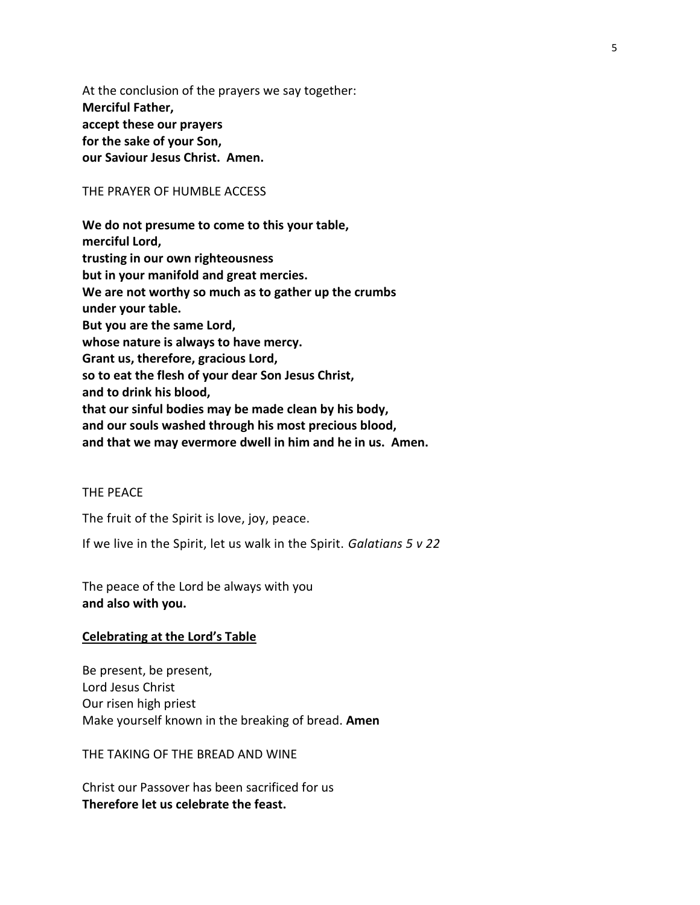At the conclusion of the prayers we say together:
**Merciful Father,**
**accept these our prayers**
**for the sake of your Son,**
**our Saviour Jesus Christ. Amen.**

THE PRAYER OF HUMBLE ACCESS

**We do not presume to come to this your table,**
**merciful Lord,**
**trusting in our own righteousness**
**but in your manifold and great mercies.**
**We are not worthy so much as to gather up the crumbs**
**under your table.**
**But you are the same Lord,**
**whose nature is always to have mercy.**
**Grant us, therefore, gracious Lord,**
**so to eat the flesh of your dear Son Jesus Christ,**
**and to drink his blood,**
**that our sinful bodies may be made clean by his body,**
**and our souls washed through his most precious blood,**
**and that we may evermore dwell in him and he in us. Amen.**

THE PEACE

The fruit of the Spirit is love, joy, peace.

If we live in the Spirit, let us walk in the Spirit. *Galatians 5 v 22*

The peace of the Lord be always with you
**and also with you.**

**<u>Celebrating at the Lord's Table</u>**

Be present, be present,
Lord Jesus Christ
Our risen high priest
Make yourself known in the breaking of bread. **Amen**

THE TAKING OF THE BREAD AND WINE

Christ our Passover has been sacrificed for us
**Therefore let us celebrate the feast.**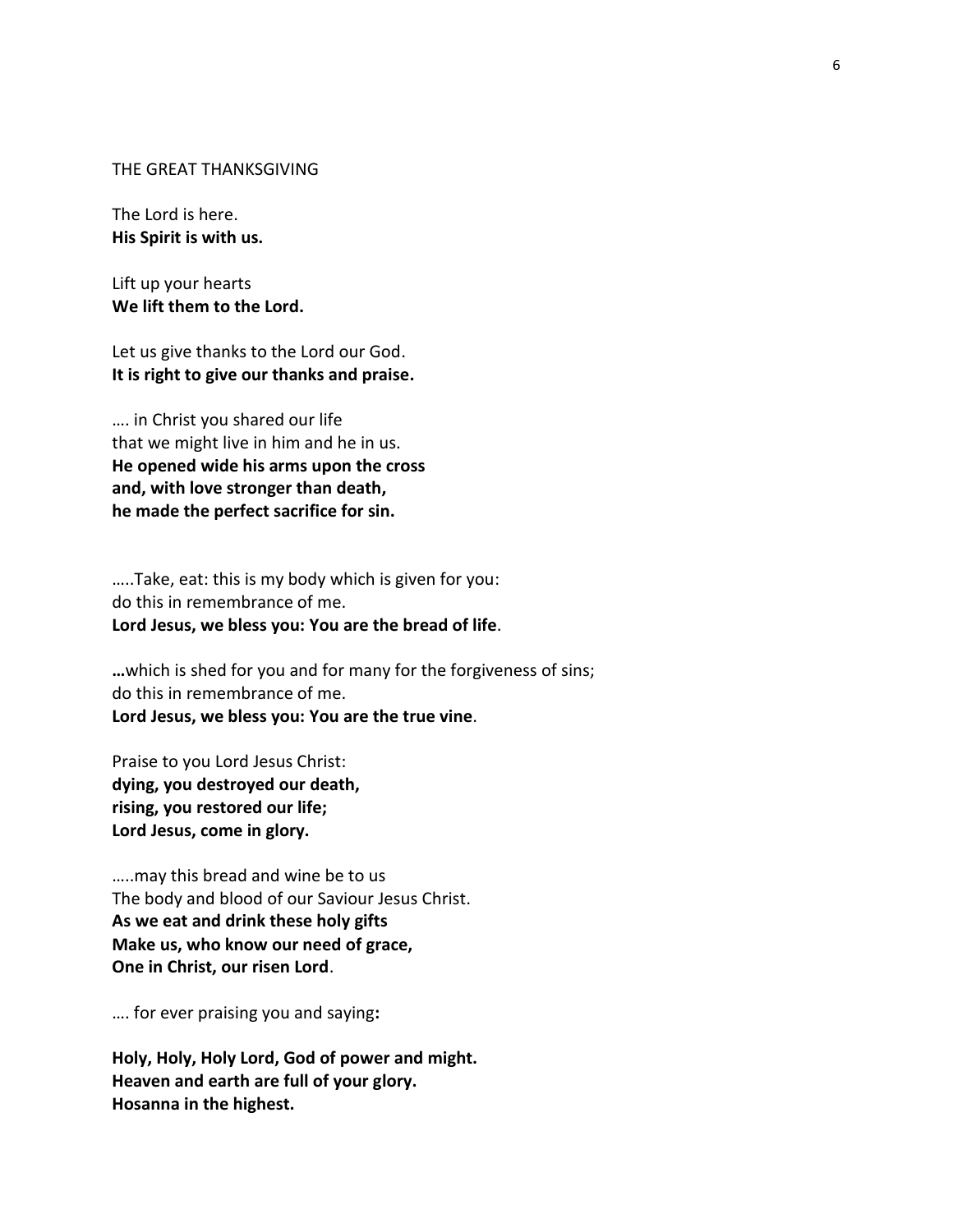THE GREAT THANKSGIVING

The Lord is here.
**His Spirit is with us.**

Lift up your hearts
**We lift them to the Lord.**

Let us give thanks to the Lord our God.
**It is right to give our thanks and praise.**

…. in Christ you shared our life
that we might live in him and he in us.
**He opened wide his arms upon the cross**
**and, with love stronger than death,**
**he made the perfect sacrifice for sin.**

…..Take, eat: this is my body which is given for you:
do this in remembrance of me.
**Lord Jesus, we bless you: You are the bread of life**.

**…**which is shed for you and for many for the forgiveness of sins;
do this in remembrance of me.
**Lord Jesus, we bless you: You are the true vine**.

Praise to you Lord Jesus Christ:
**dying, you destroyed our death,**
**rising, you restored our life;**
**Lord Jesus, come in glory.**

…..may this bread and wine be to us
The body and blood of our Saviour Jesus Christ.
**As we eat and drink these holy gifts**
**Make us, who know our need of grace,**
**One in Christ, our risen Lord**.

…. for ever praising you and saying**:**

**Holy, Holy, Holy Lord, God of power and might.**
**Heaven and earth are full of your glory.**
**Hosanna in the highest.**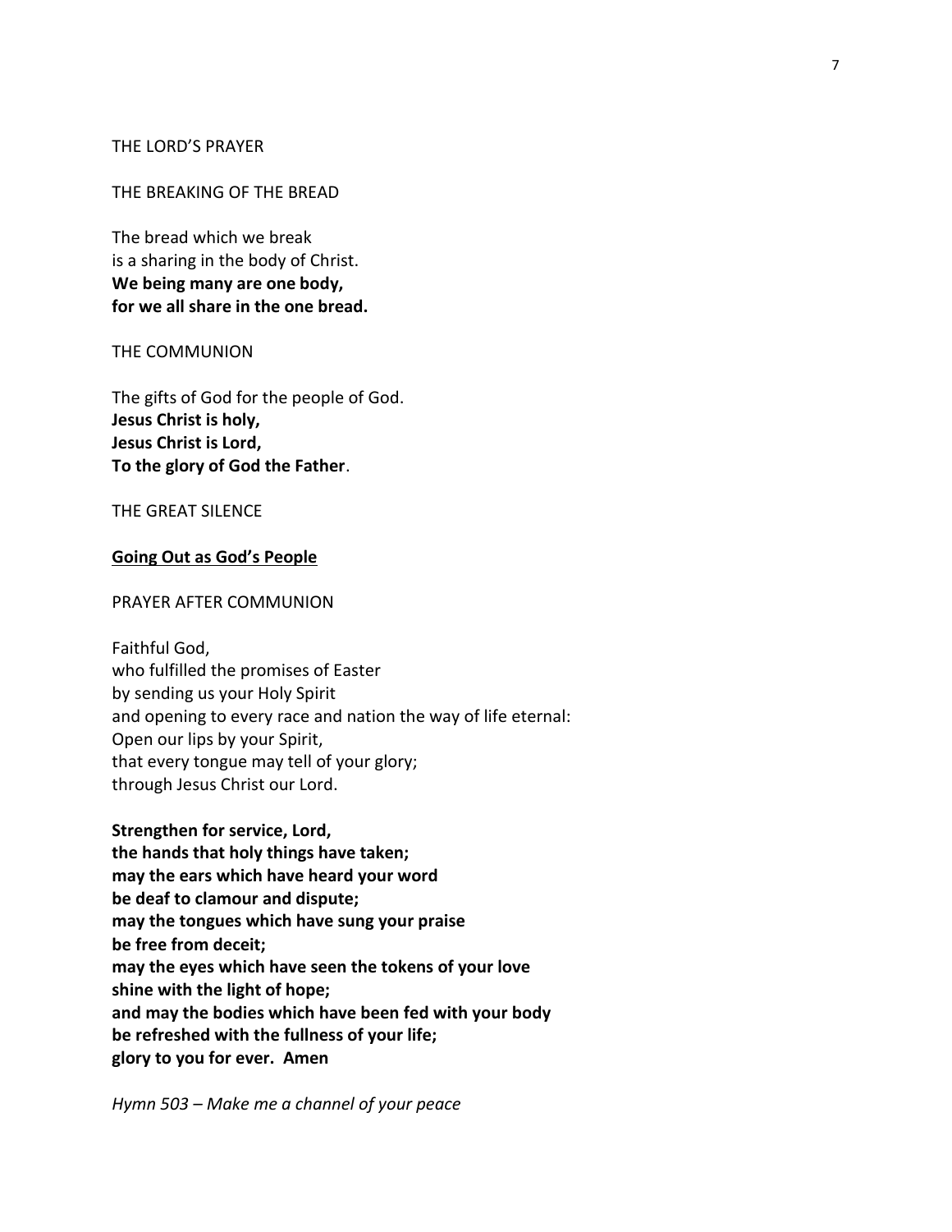THE LORD'S PRAYER

THE BREAKING OF THE BREAD

The bread which we break  
is a sharing in the body of Christ.  
**We being many are one body,**  
**for we all share in the one bread.**

THE COMMUNION

The gifts of God for the people of God.  
**Jesus Christ is holy,**  
**Jesus Christ is Lord,**  
**To the glory of God the Father**.

THE GREAT SILENCE

**Going Out as God's People**

PRAYER AFTER COMMUNION

Faithful God,  
who fulfilled the promises of Easter  
by sending us your Holy Spirit  
and opening to every race and nation the way of life eternal:  
Open our lips by your Spirit,  
that every tongue may tell of your glory;  
through Jesus Christ our Lord.

**Strengthen for service, Lord,**  
**the hands that holy things have taken;**  
**may the ears which have heard your word**  
**be deaf to clamour and dispute;**  
**may the tongues which have sung your praise**  
**be free from deceit;**  
**may the eyes which have seen the tokens of your love**  
**shine with the light of hope;**  
**and may the bodies which have been fed with your body**  
**be refreshed with the fullness of your life;**  
**glory to you for ever. Amen**

*Hymn 503 – Make me a channel of your peace*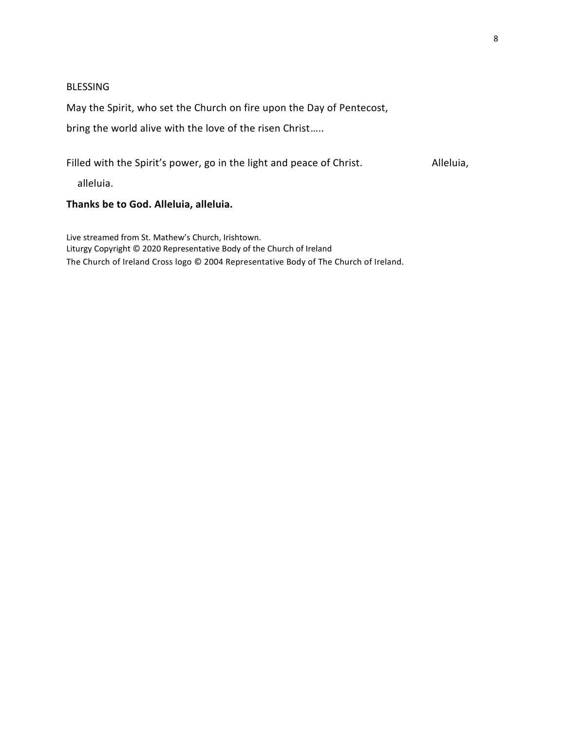BLESSING

May the Spirit, who set the Church on fire upon the Day of Pentecost,

bring the world alive with the love of the risen Christ…..

Filled with the Spirit's power, go in the light and peace of Christ. Alleluia, alleluia.

**Thanks be to God. Alleluia, alleluia.**

Live streamed from St. Mathew's Church, Irishtown.
Liturgy Copyright © 2020 Representative Body of the Church of Ireland
The Church of Ireland Cross logo © 2004 Representative Body of The Church of Ireland.